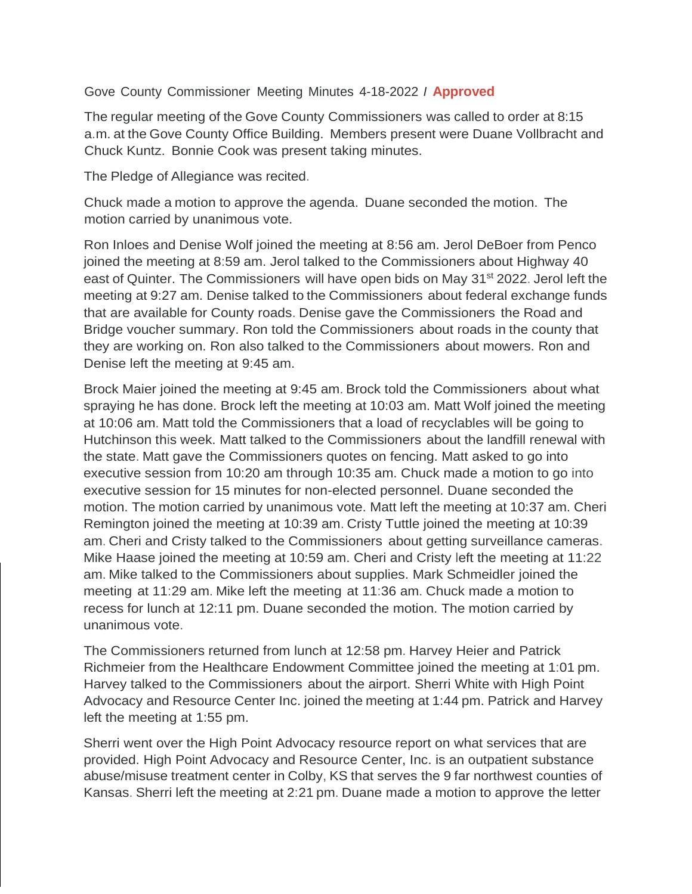Gove County Commissioner Meeting Minutes 4-18-2022 / **Approved**

The regular meeting of the Gove County Commissioners was called to order at 8:15 a.m. at the Gove County Office Building. Members present were Duane Vollbracht and Chuck Kuntz. Bonnie Cook was present taking minutes.

The Pledge of Allegiance was recited.

Chuck made a motion to approve the agenda. Duane seconded the motion. The motion carried by unanimous vote.

Ron Inloes and Denise Wolf joined the meeting at 8:56 am. Jerol DeBoer from Penco joined the meeting at 8:59 am. Jerol talked to the Commissioners about Highway 40 east of Quinter. The Commissioners will have open bids on May 31st 2022. Jerol left the meeting at 9:27 am. Denise talked to the Commissioners about federal exchange funds that are available for County roads. Denise gave the Commissioners the Road and Bridge voucher summary. Ron told the Commissioners about roads in the county that they are working on. Ron also talked to the Commissioners about mowers. Ron and Denise left the meeting at 9:45 am.

Brock Maier joined the meeting at 9:45 am. Brock told the Commissioners about what spraying he has done. Brock left the meeting at 10:03 am. Matt Wolf joined the meeting at 10:06 am. Matt told the Commissioners that a load of recyclables will be going to Hutchinson this week. Matt talked to the Commissioners about the landfill renewal with the state. Matt gave the Commissioners quotes on fencing. Matt asked to go into executive session from 10:20 am through 10:35 am. Chuck made a motion to go into executive session for 15 minutes for non-elected personnel. Duane seconded the motion. The motion carried by unanimous vote. Matt left the meeting at 10:37 am. Cheri Remington joined the meeting at 10:39 am. Cristy Tuttle joined the meeting at 10:39 am. Cheri and Cristy talked to the Commissioners about getting surveillance cameras. Mike Haase joined the meeting at 10:59 am. Cheri and Cristy left the meeting at 11:22 am. Mike talked to the Commissioners about supplies. Mark Schmeidler joined the meeting at 11:29 am. Mike left the meeting at 11:36 am. Chuck made a motion to recess for lunch at 12:11 pm. Duane seconded the motion. The motion carried by unanimous vote.

The Commissioners returned from lunch at 12:58 pm. Harvey Heier and Patrick Richmeier from the Healthcare Endowment Committee joined the meeting at 1:01 pm. Harvey talked to the Commissioners about the airport. Sherri White with High Point Advocacy and Resource Center Inc. joined the meeting at 1:44 pm. Patrick and Harvey left the meeting at 1:55 pm.

Sherri went over the High Point Advocacy resource report on what services that are provided. High Point Advocacy and Resource Center, Inc. is an outpatient substance abuse/misuse treatment center in Colby, KS that serves the 9 far northwest counties of Kansas. Sherri left the meeting at 2:21 pm. Duane made a motion to approve the letter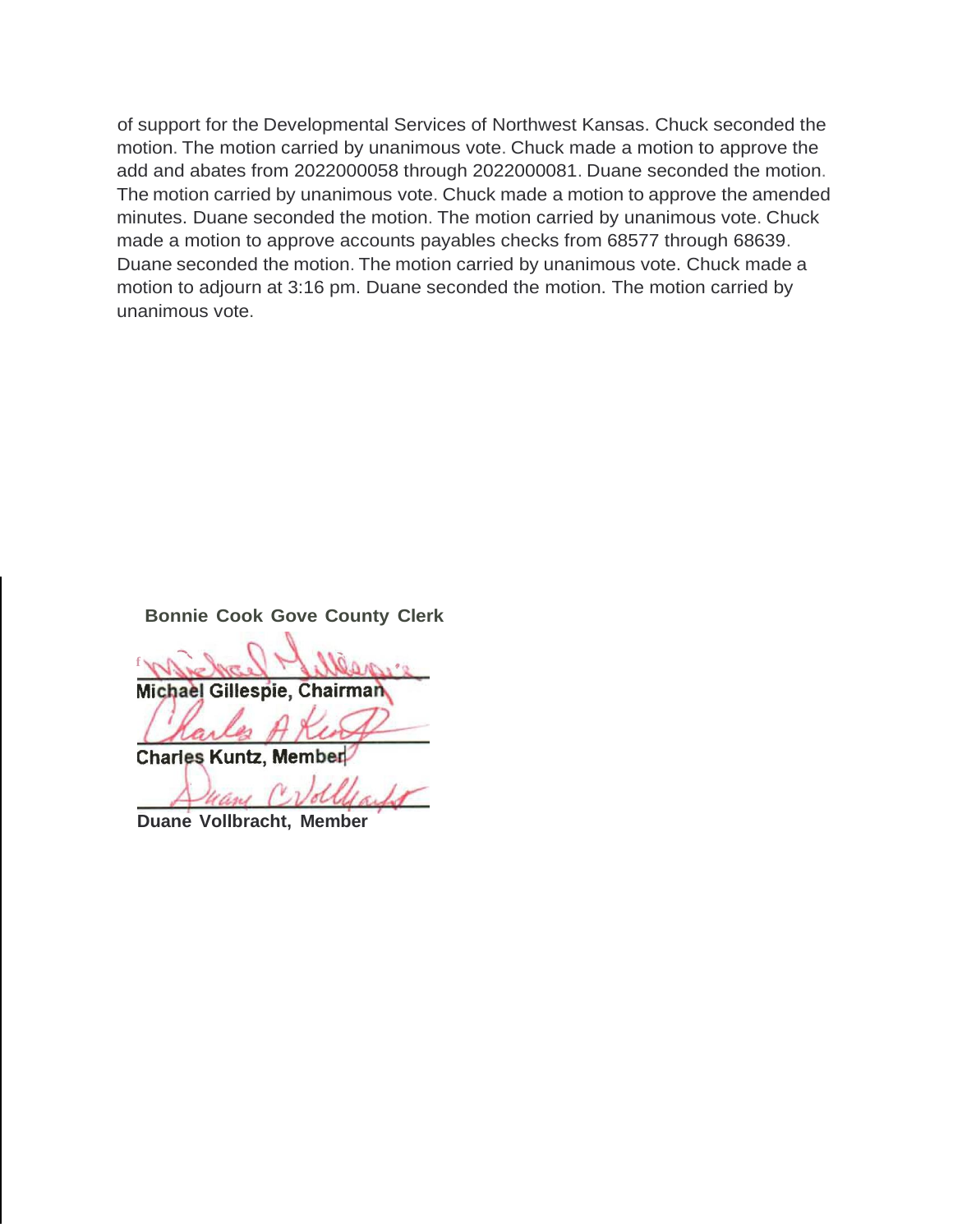of support for the Developmental Services of Northwest Kansas. Chuck seconded the motion. The motion carried by unanimous vote. Chuck made a motion to approve the add and abates from 2022000058 through 2022000081. Duane seconded the motion. The motion carried by unanimous vote. Chuck made a motion to approve the amended minutes. Duane seconded the motion. The motion carried by unanimous vote. Chuck made a motion to approve accounts payables checks from 68577 through 68639. Duane seconded the motion. The motion carried by unanimous vote. Chuck made a motion to adjourn at 3:16 pm. Duane seconded the motion. The motion carried by unanimous vote.

**Bonnie Cook Gove County Clerk**

**Michael Gillespie, Chairman**

**Charles Kuntz, Member**

**Duane Vollbracht, Member**